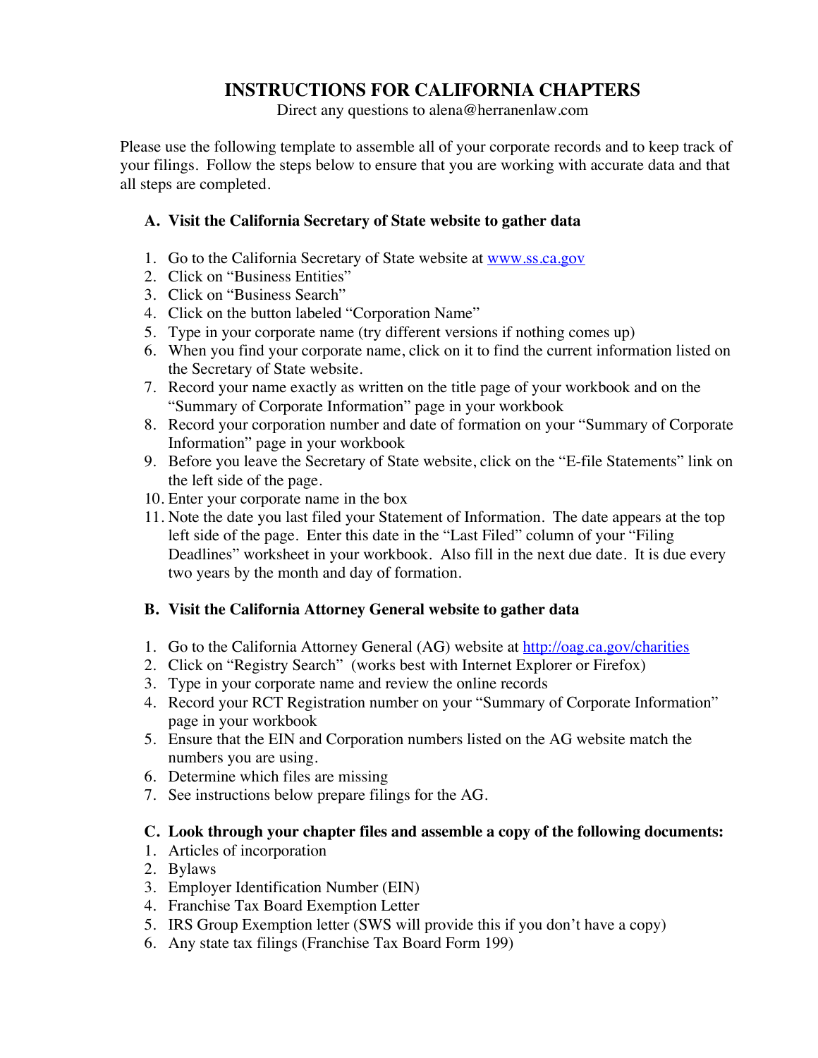# INSTRUCTIONS FOR CALIFORNIA CHAPTERS

Direct any questions to alena@herranenlaw.com

Please use the following template to assemble all of your corporate records and to keep track of your filings. Follow the steps below to ensure that you are working with accurate data and that all steps are completed.

### A. Visit the California Secretary of State website to gather data

1. Go to the California Secretary of State website at [www.ss.ca.gov](www.ss.ca.gov)
2. Click on "Business Entities"
3. Click on "Business Search"
4. Click on the button labeled "Corporation Name"
5. Type in your corporate name (try different versions if nothing comes up)
6. When you find your corporate name, click on it to find the current information listed on the Secretary of State website.
7. Record your name exactly as written on the title page of your workbook and on the "Summary of Corporate Information" page in your workbook
8. Record your corporation number and date of formation on your "Summary of Corporate Information" page in your workbook
9. Before you leave the Secretary of State website, click on the "E-file Statements" link on the left side of the page.
10. Enter your corporate name in the box
11. Note the date you last filed your Statement of Information. The date appears at the top left side of the page. Enter this date in the "Last Filed" column of your "Filing Deadlines" worksheet in your workbook. Also fill in the next due date. It is due every two years by the month and day of formation.

### B. Visit the California Attorney General website to gather data

1. Go to the California Attorney General (AG) website at [http://oag.ca.gov/charities](http://oag.ca.gov/charities)
2. Click on "Registry Search" (works best with Internet Explorer or Firefox)
3. Type in your corporate name and review the online records
4. Record your RCT Registration number on your "Summary of Corporate Information" page in your workbook
5. Ensure that the EIN and Corporation numbers listed on the AG website match the numbers you are using.
6. Determine which files are missing
7. See instructions below prepare filings for the AG.

### C. Look through your chapter files and assemble a copy of the following documents:

1. Articles of incorporation
2. Bylaws
3. Employer Identification Number (EIN)
4. Franchise Tax Board Exemption Letter
5. IRS Group Exemption letter (SWS will provide this if you don't have a copy)
6. Any state tax filings (Franchise Tax Board Form 199)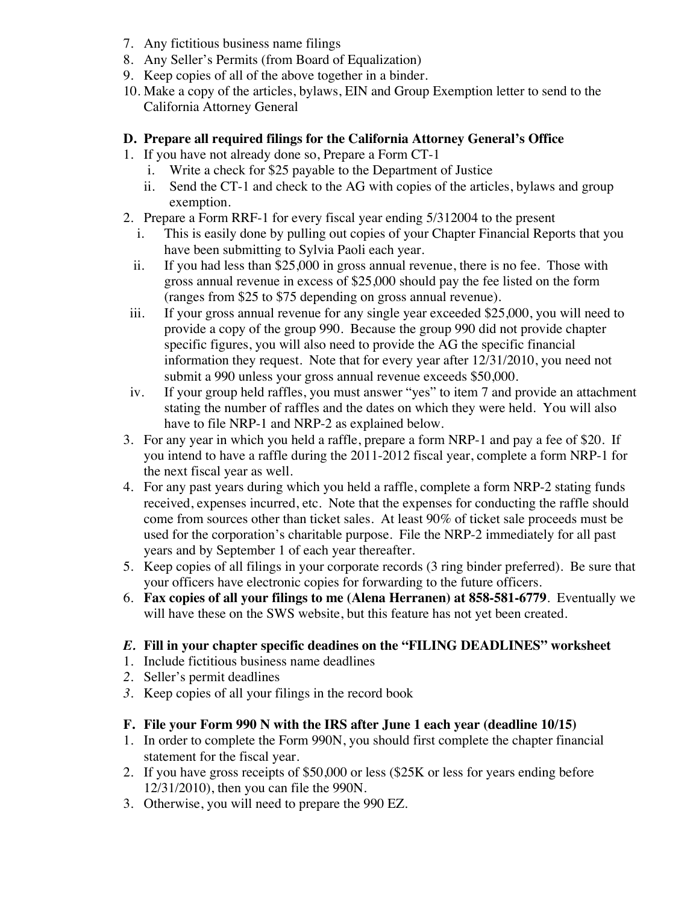7. Any fictitious business name filings
8. Any Seller's Permits (from Board of Equalization)
9. Keep copies of all of the above together in a binder.
10. Make a copy of the articles, bylaws, EIN and Group Exemption letter to send to the California Attorney General

**D. Prepare all required filings for the California Attorney General's Office**

1. If you have not already done so, Prepare a Form CT-1
   i. Write a check for $25 payable to the Department of Justice
   ii. Send the CT-1 and check to the AG with copies of the articles, bylaws and group exemption.
2. Prepare a Form RRF-1 for every fiscal year ending 5/312004 to the present
   i. This is easily done by pulling out copies of your Chapter Financial Reports that you have been submitting to Sylvia Paoli each year.
   ii. If you had less than $25,000 in gross annual revenue, there is no fee. Those with gross annual revenue in excess of $25,000 should pay the fee listed on the form (ranges from $25 to $75 depending on gross annual revenue).
   iii. If your gross annual revenue for any single year exceeded $25,000, you will need to provide a copy of the group 990. Because the group 990 did not provide chapter specific figures, you will also need to provide the AG the specific financial information they request. Note that for every year after 12/31/2010, you need not submit a 990 unless your gross annual revenue exceeds $50,000.
   iv. If your group held raffles, you must answer "yes" to item 7 and provide an attachment stating the number of raffles and the dates on which they were held. You will also have to file NRP-1 and NRP-2 as explained below.
3. For any year in which you held a raffle, prepare a form NRP-1 and pay a fee of $20. If you intend to have a raffle during the 2011-2012 fiscal year, complete a form NRP-1 for the next fiscal year as well.
4. For any past years during which you held a raffle, complete a form NRP-2 stating funds received, expenses incurred, etc. Note that the expenses for conducting the raffle should come from sources other than ticket sales. At least 90% of ticket sale proceeds must be used for the corporation's charitable purpose. File the NRP-2 immediately for all past years and by September 1 of each year thereafter.
5. Keep copies of all filings in your corporate records (3 ring binder preferred). Be sure that your officers have electronic copies for forwarding to the future officers.
6. **Fax copies of all your filings to me (Alena Herranen) at 858-581-6779**. Eventually we will have these on the SWS website, but this feature has not yet been created.

***E.* Fill in your chapter specific deadines on the "FILING DEADLINES" worksheet**

1. Include fictitious business name deadlines
2. Seller's permit deadlines
3. Keep copies of all your filings in the record book

**F. File your Form 990 N with the IRS after June 1 each year (deadline 10/15)**

1. In order to complete the Form 990N, you should first complete the chapter financial statement for the fiscal year.
2. If you have gross receipts of $50,000 or less ($25K or less for years ending before 12/31/2010), then you can file the 990N.
3. Otherwise, you will need to prepare the 990 EZ.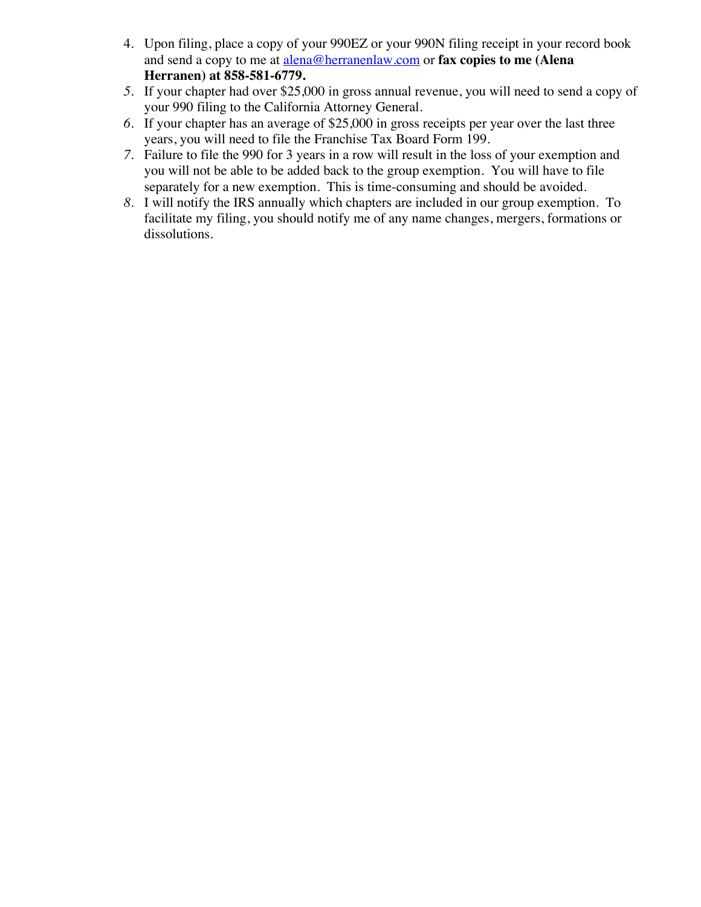4. Upon filing, place a copy of your 990EZ or your 990N filing receipt in your record book and send a copy to me at [alena@herranenlaw.com](mailto:alena@herranenlaw.com) or **fax copies to me (Alena Herranen) at 858-581-6779.**
5. If your chapter had over $25,000 in gross annual revenue, you will need to send a copy of your 990 filing to the California Attorney General.
6. If your chapter has an average of $25,000 in gross receipts per year over the last three years, you will need to file the Franchise Tax Board Form 199.
7. Failure to file the 990 for 3 years in a row will result in the loss of your exemption and you will not be able to be added back to the group exemption. You will have to file separately for a new exemption. This is time-consuming and should be avoided.
8. I will notify the IRS annually which chapters are included in our group exemption. To facilitate my filing, you should notify me of any name changes, mergers, formations or dissolutions.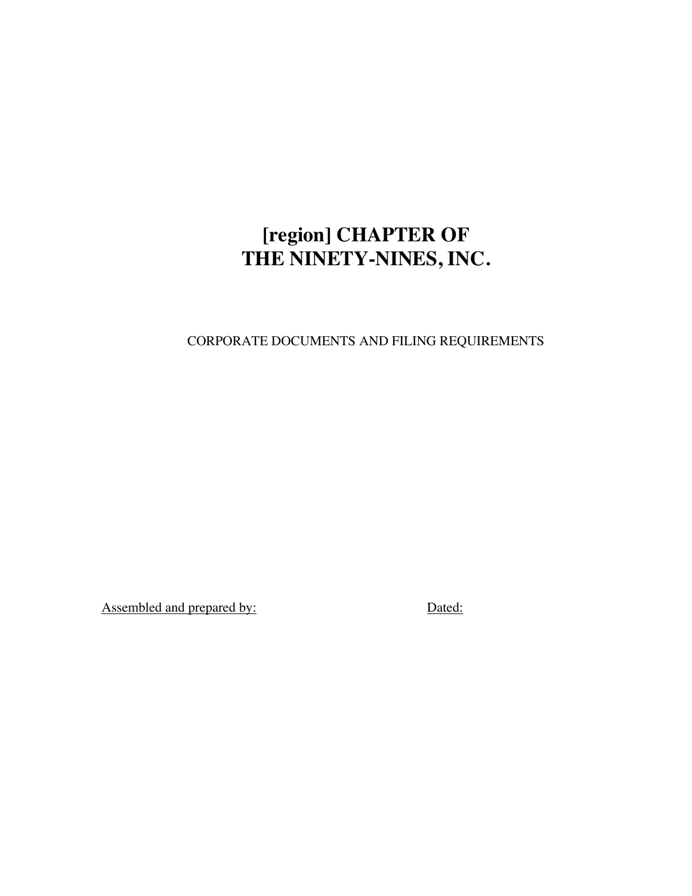# [region] CHAPTER OF THE NINETY-NINES, INC.

CORPORATE DOCUMENTS AND FILING REQUIREMENTS

<u>Assembled and prepared by:</u> <u>Dated:</u>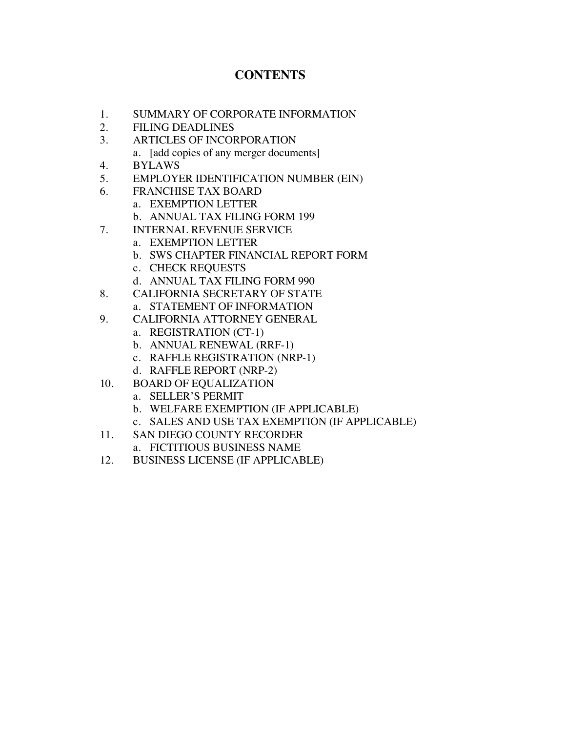# CONTENTS

1. SUMMARY OF CORPORATE INFORMATION
2. FILING DEADLINES
3. ARTICLES OF INCORPORATION
   a. [add copies of any merger documents]
4. BYLAWS
5. EMPLOYER IDENTIFICATION NUMBER (EIN)
6. FRANCHISE TAX BOARD
   a. EXEMPTION LETTER
   b. ANNUAL TAX FILING FORM 199
7. INTERNAL REVENUE SERVICE
   a. EXEMPTION LETTER
   b. SWS CHAPTER FINANCIAL REPORT FORM
   c. CHECK REQUESTS
   d. ANNUAL TAX FILING FORM 990
8. CALIFORNIA SECRETARY OF STATE
   a. STATEMENT OF INFORMATION
9. CALIFORNIA ATTORNEY GENERAL
   a. REGISTRATION (CT-1)
   b. ANNUAL RENEWAL (RRF-1)
   c. RAFFLE REGISTRATION (NRP-1)
   d. RAFFLE REPORT (NRP-2)
10. BOARD OF EQUALIZATION
    a. SELLER'S PERMIT
    b. WELFARE EXEMPTION (IF APPLICABLE)
    c. SALES AND USE TAX EXEMPTION (IF APPLICABLE)
11. SAN DIEGO COUNTY RECORDER
    a. FICTITIOUS BUSINESS NAME
12. BUSINESS LICENSE (IF APPLICABLE)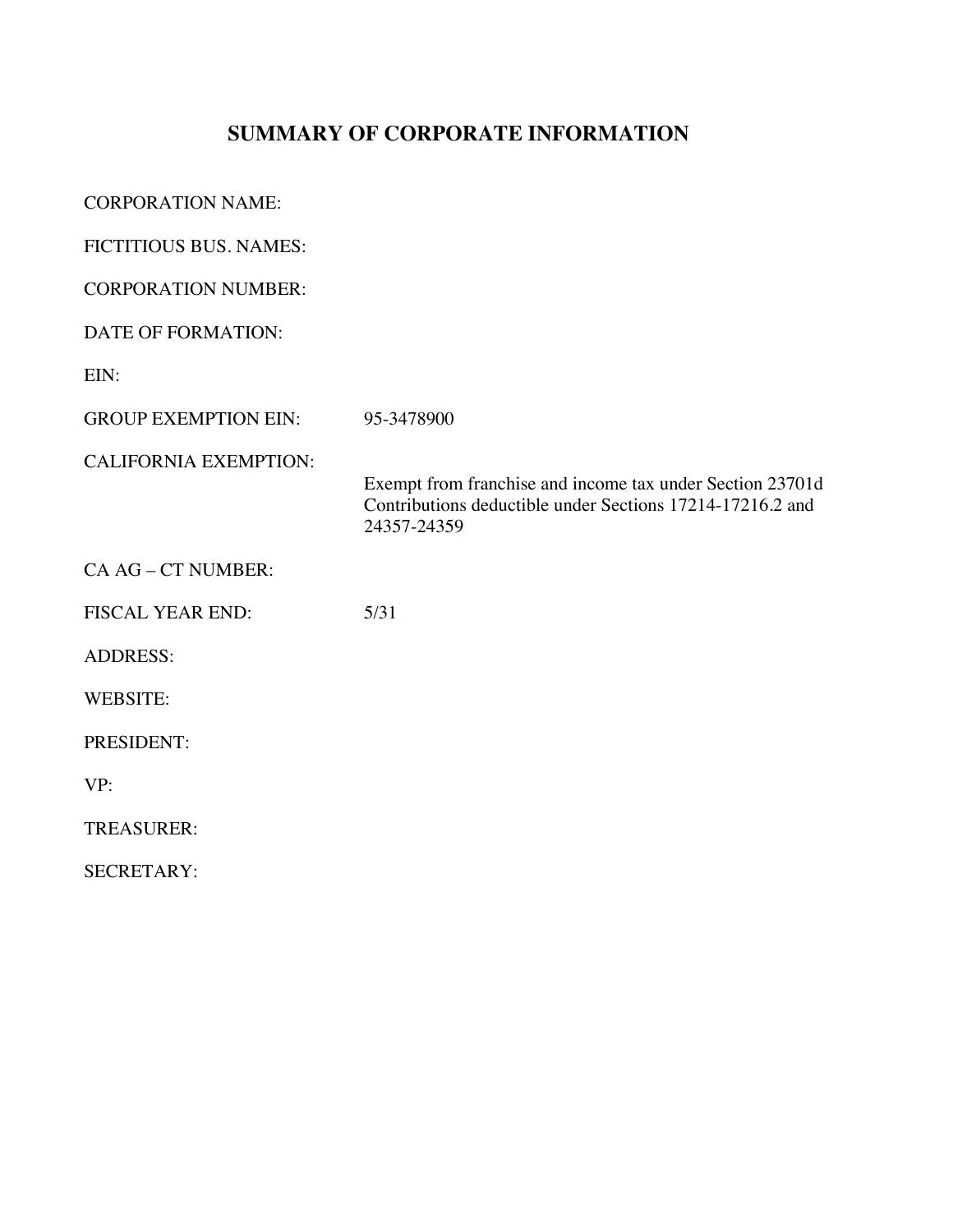# SUMMARY OF CORPORATE INFORMATION

| | |
|---|---|
| CORPORATION NAME: | |
| FICTITIOUS BUS. NAMES: | |
| CORPORATION NUMBER: | |
| DATE OF FORMATION: | |
| EIN: | |
| GROUP EXEMPTION EIN: | 95-3478900 |
| CALIFORNIA EXEMPTION: | Exempt from franchise and income tax under Section 23701d<br>Contributions deductible under Sections 17214-17216.2 and 24357-24359 |
| CA AG – CT NUMBER: | |
| FISCAL YEAR END: | 5/31 |
| ADDRESS: | |
| WEBSITE: | |
| PRESIDENT: | |
| VP: | |
| TREASURER: | |
| SECRETARY: | |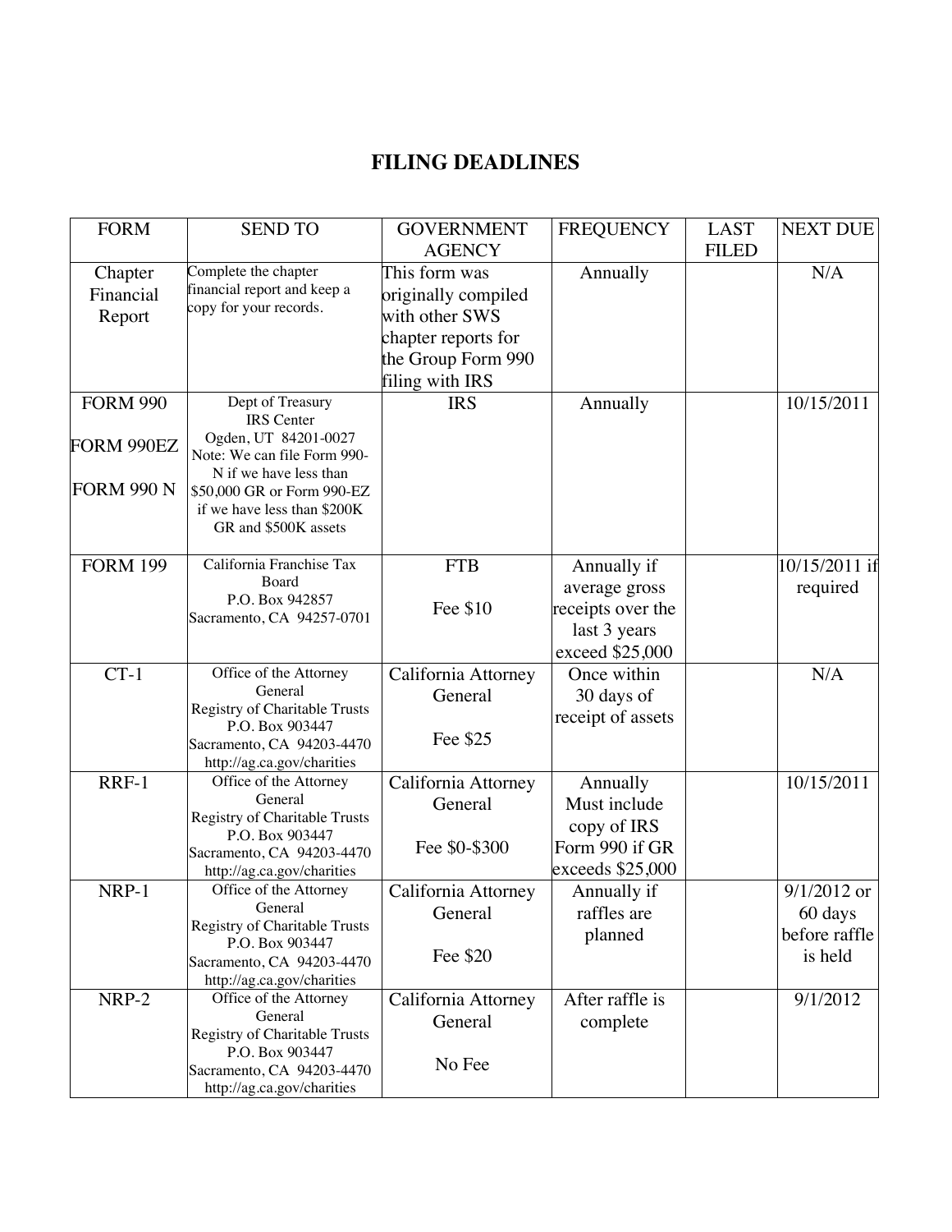# FILING DEADLINES

| FORM | SEND TO | GOVERNMENT AGENCY | FREQUENCY | LAST FILED | NEXT DUE |
|---|---|---|---|---|---|
| Chapter Financial Report | Complete the chapter financial report and keep a copy for your records. | This form was originally compiled with other SWS chapter reports for the Group Form 990 filing with IRS | Annually | | N/A |
| FORM 990<br>FORM 990EZ<br>FORM 990 N | Dept of Treasury<br>IRS Center<br>Ogden, UT 84201-0027<br>Note: We can file Form 990-N if we have less than $50,000 GR or Form 990-EZ if we have less than $200K GR and $500K assets | IRS | Annually | | 10/15/2011 |
| FORM 199 | California Franchise Tax Board<br>P.O. Box 942857<br>Sacramento, CA 94257-0701 | FTB<br><br>Fee $10 | Annually if average gross receipts over the last 3 years exceed $25,000 | | 10/15/2011 if required |
| CT-1 | Office of the Attorney General<br>Registry of Charitable Trusts<br>P.O. Box 903447<br>Sacramento, CA 94203-4470<br>http://ag.ca.gov/charities | California Attorney General<br><br>Fee $25 | Once within 30 days of receipt of assets | | N/A |
| RRF-1 | Office of the Attorney General<br>Registry of Charitable Trusts<br>P.O. Box 903447<br>Sacramento, CA 94203-4470<br>http://ag.ca.gov/charities | California Attorney General<br><br>Fee $0-$300 | Annually Must include copy of IRS Form 990 if GR exceeds $25,000 | | 10/15/2011 |
| NRP-1 | Office of the Attorney General<br>Registry of Charitable Trusts<br>P.O. Box 903447<br>Sacramento, CA 94203-4470<br>http://ag.ca.gov/charities | California Attorney General<br><br>Fee $20 | Annually if raffles are planned | | 9/1/2012 or 60 days before raffle is held |
| NRP-2 | Office of the Attorney General<br>Registry of Charitable Trusts<br>P.O. Box 903447<br>Sacramento, CA 94203-4470<br>http://ag.ca.gov/charities | California Attorney General<br><br>No Fee | After raffle is complete | | 9/1/2012 |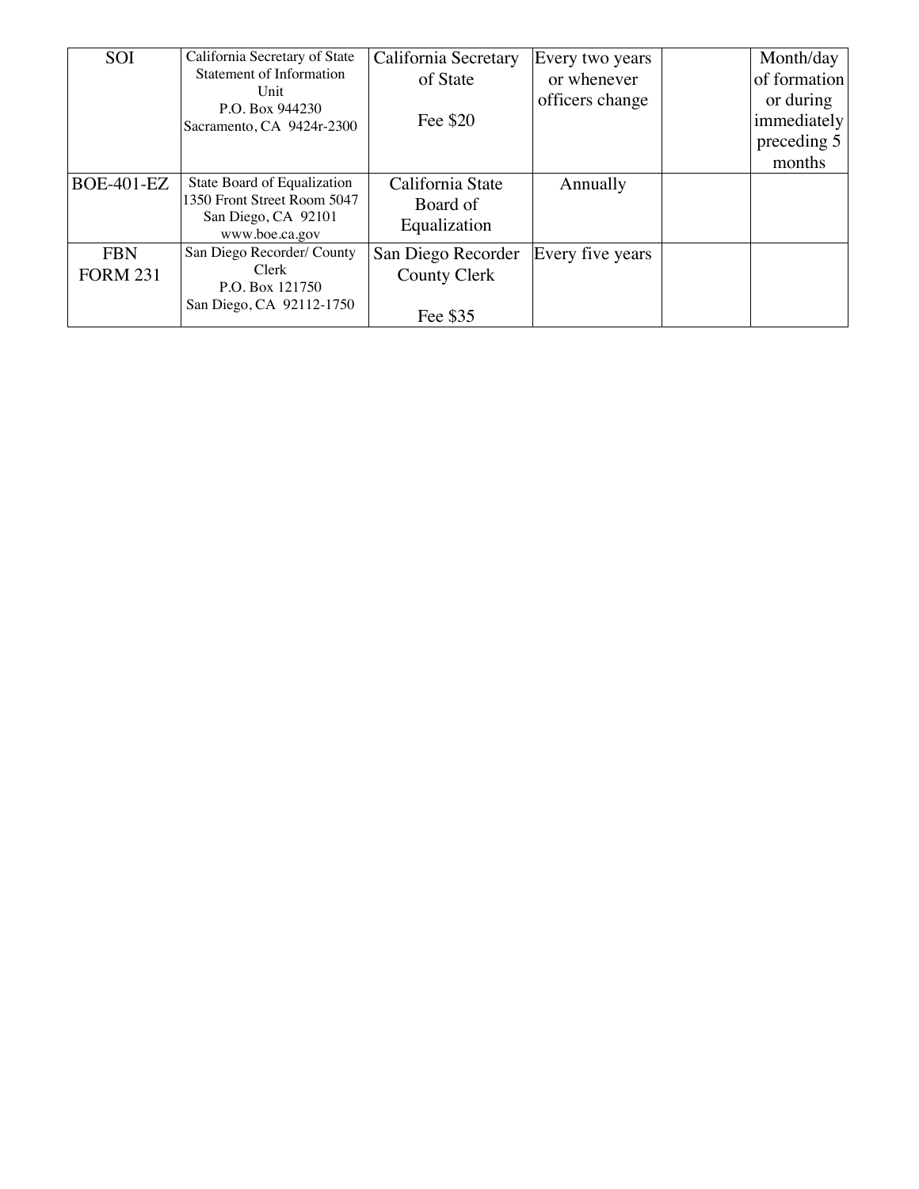| | | | | | |
|---|---|---|---|---|---|
| SOI | California Secretary of State Statement of Information Unit P.O. Box 944230 Sacramento, CA 9424r-2300 | California Secretary of State<br><br>Fee $20 | Every two years or whenever officers change | | Month/day of formation or during immediately preceding 5 months |
| BOE-401-EZ | State Board of Equalization 1350 Front Street Room 5047 San Diego, CA 92101 www.boe.ca.gov | California State Board of Equalization | Annually | | |
| FBN FORM 231 | San Diego Recorder/ County Clerk P.O. Box 121750 San Diego, CA 92112-1750 | San Diego Recorder County Clerk<br><br>Fee $35 | Every five years | | |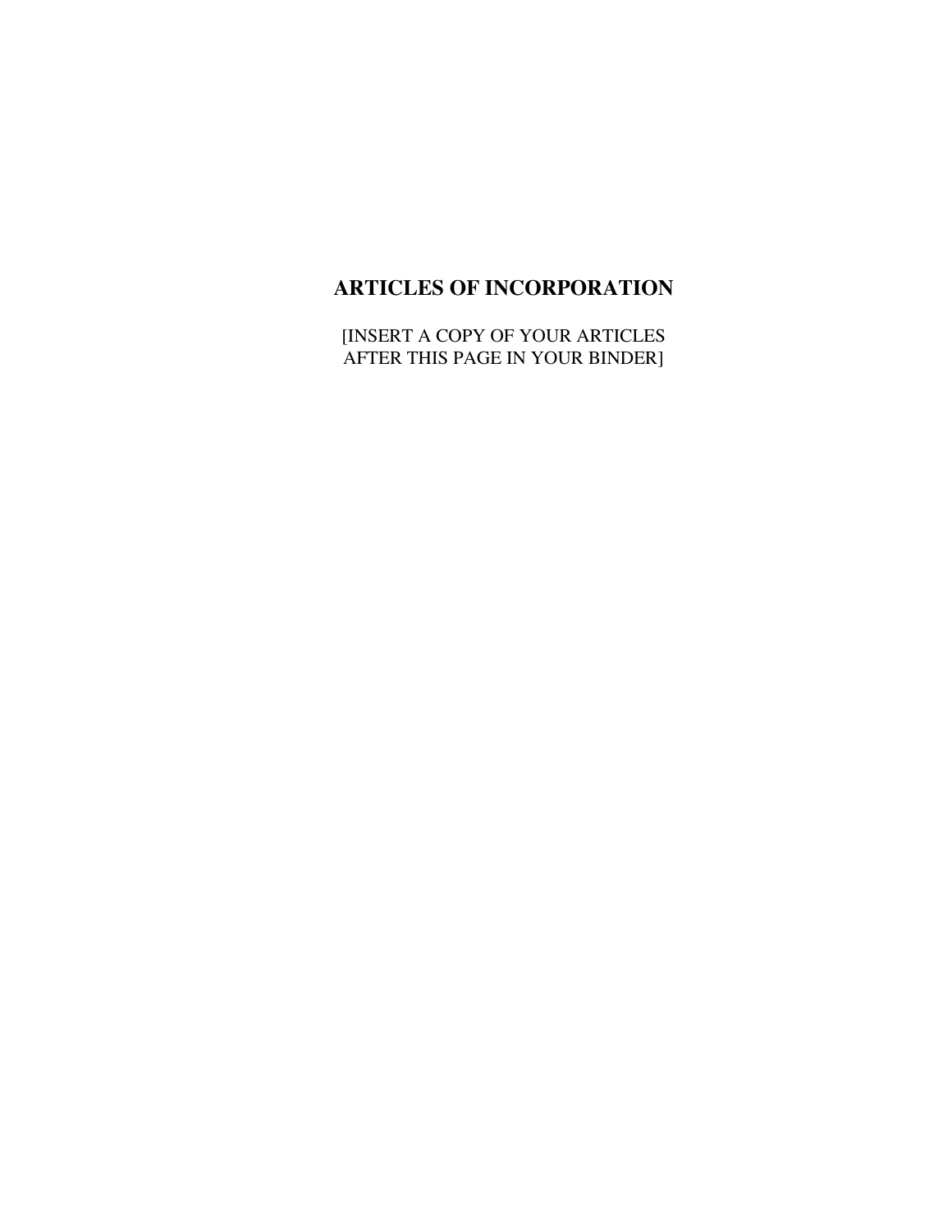# ARTICLES OF INCORPORATION

[INSERT A COPY OF YOUR ARTICLES AFTER THIS PAGE IN YOUR BINDER]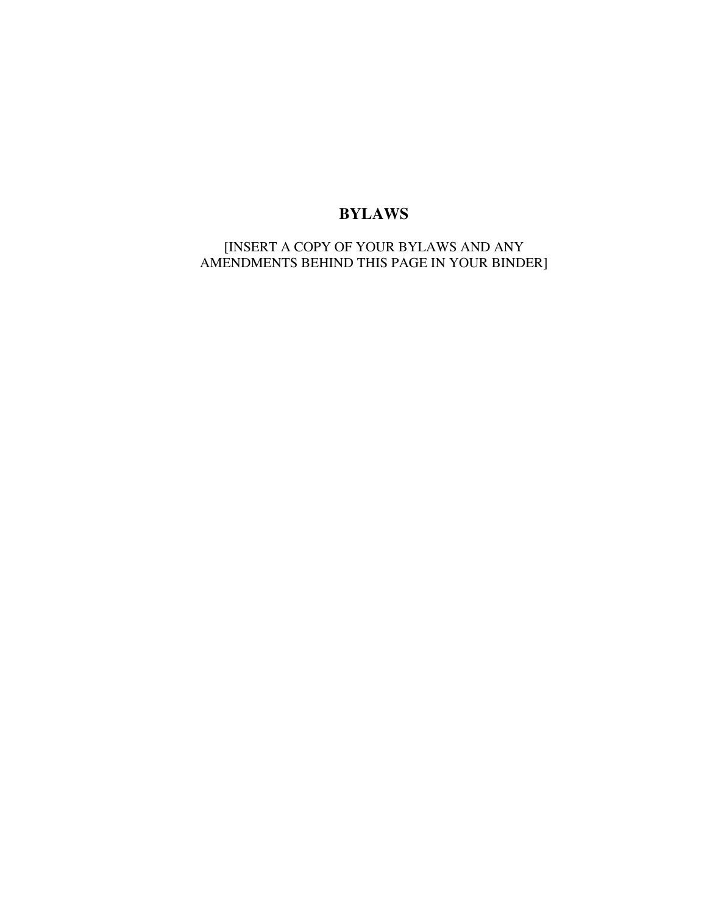# BYLAWS

[INSERT A COPY OF YOUR BYLAWS AND ANY AMENDMENTS BEHIND THIS PAGE IN YOUR BINDER]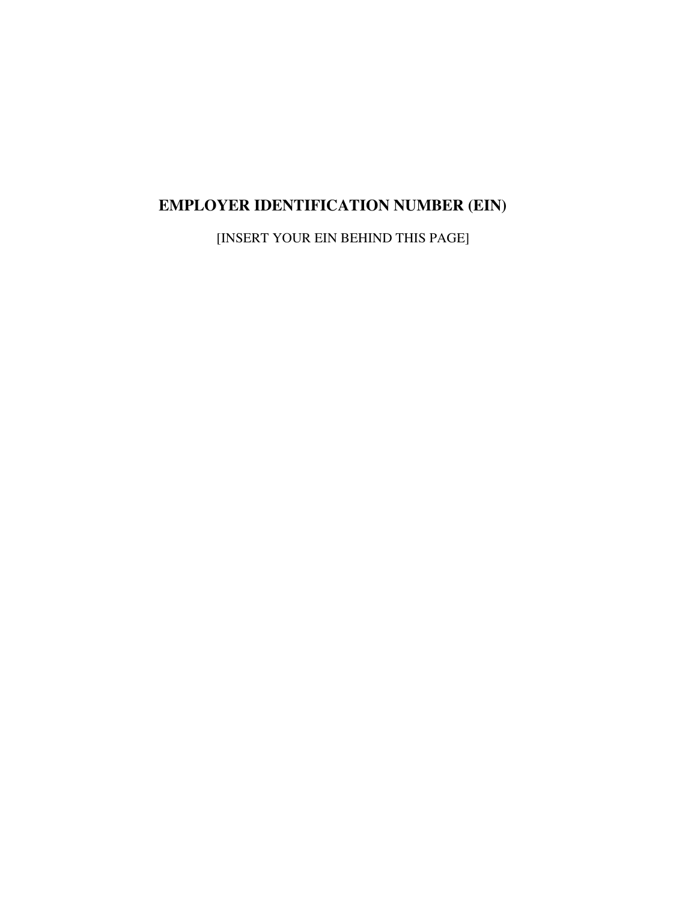# EMPLOYER IDENTIFICATION NUMBER (EIN)

[INSERT YOUR EIN BEHIND THIS PAGE]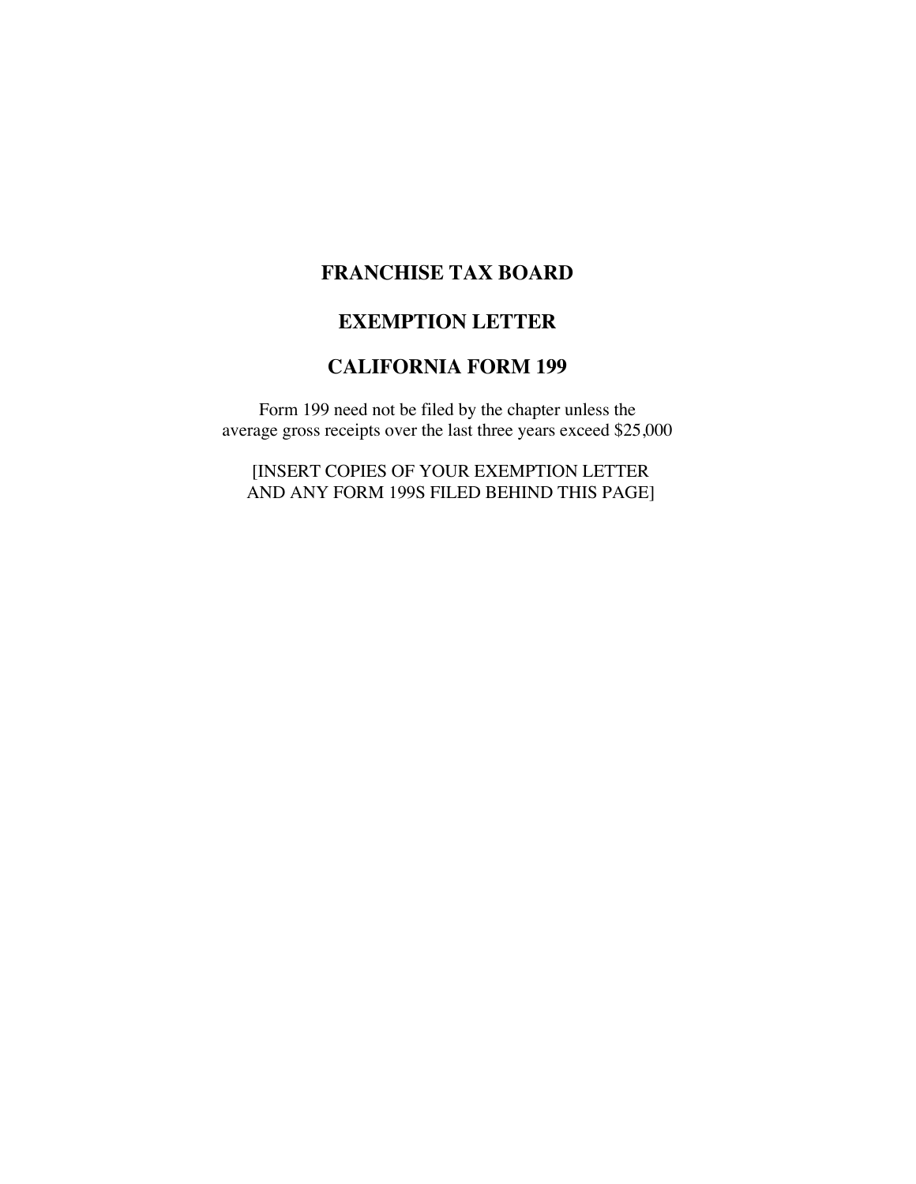# FRANCHISE TAX BOARD

# EXEMPTION LETTER

# CALIFORNIA FORM 199

Form 199 need not be filed by the chapter unless the average gross receipts over the last three years exceed $25,000

[INSERT COPIES OF YOUR EXEMPTION LETTER AND ANY FORM 199S FILED BEHIND THIS PAGE]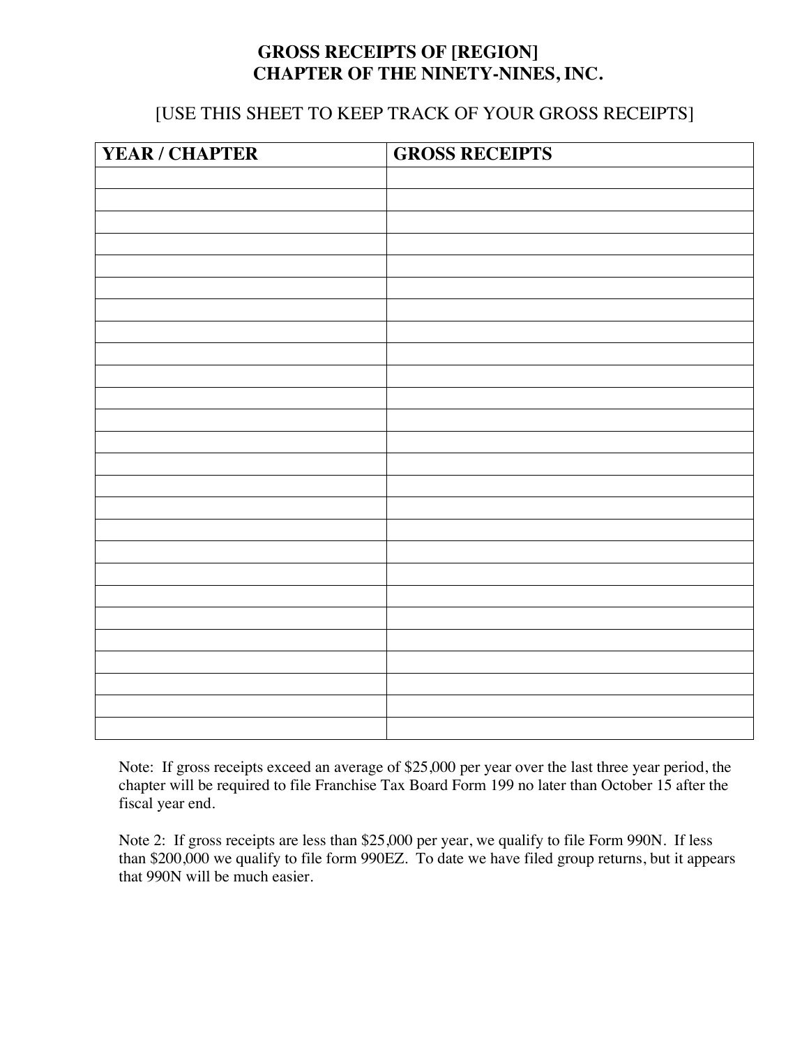# GROSS RECEIPTS OF [REGION] CHAPTER OF THE NINETY-NINES, INC.

[USE THIS SHEET TO KEEP TRACK OF YOUR GROSS RECEIPTS]

| YEAR / CHAPTER | GROSS RECEIPTS |
|---|---|
| | |
| | |
| | |
| | |
| | |
| | |
| | |
| | |
| | |
| | |
| | |
| | |
| | |
| | |
| | |
| | |
| | |
| | |
| | |
| | |
| | |
| | |
| | |
| | |
| | |
| | |

Note: If gross receipts exceed an average of $25,000 per year over the last three year period, the chapter will be required to file Franchise Tax Board Form 199 no later than October 15 after the fiscal year end.

Note 2: If gross receipts are less than $25,000 per year, we qualify to file Form 990N. If less than $200,000 we qualify to file form 990EZ. To date we have filed group returns, but it appears that 990N will be much easier.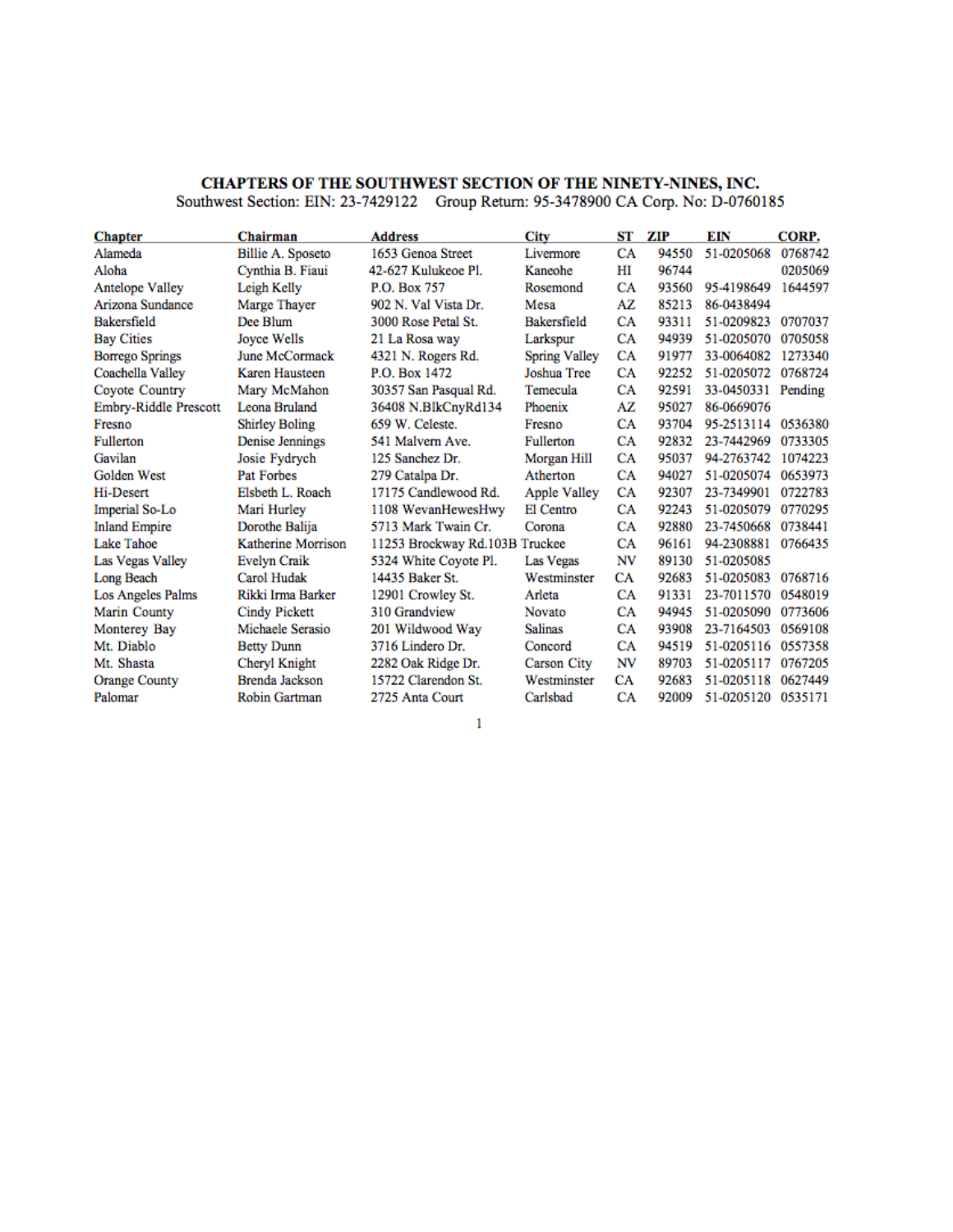## CHAPTERS OF THE SOUTHWEST SECTION OF THE NINETY-NINES, INC.

Southwest Section: EIN: 23-7429122 Group Return: 95-3478900 CA Corp. No: D-0760185

| Chapter | Chairman | Address | City | ST | ZIP | EIN | CORP. |
|---|---|---|---|---|---|---|---|
| Alameda | Billie A. Sposeto | 1653 Genoa Street | Livermore | CA | 94550 | 51-0205068 | 0768742 |
| Aloha | Cynthia B. Fiaui | 42-627 Kulukeoe Pl. | Kaneohe | HI | 96744 | | 0205069 |
| Antelope Valley | Leigh Kelly | P.O. Box 757 | Rosemond | CA | 93560 | 95-4198649 | 1644597 |
| Arizona Sundance | Marge Thayer | 902 N. Val Vista Dr. | Mesa | AZ | 85213 | 86-0438494 | |
| Bakersfield | Dee Blum | 3000 Rose Petal St. | Bakersfield | CA | 93311 | 51-0209823 | 0707037 |
| Bay Cities | Joyce Wells | 21 La Rosa way | Larkspur | CA | 94939 | 51-0205070 | 0705058 |
| Borrego Springs | June McCormack | 4321 N. Rogers Rd. | Spring Valley | CA | 91977 | 33-0064082 | 1273340 |
| Coachella Valley | Karen Hausteen | P.O. Box 1472 | Joshua Tree | CA | 92252 | 51-0205072 | 0768724 |
| Coyote Country | Mary McMahon | 30357 San Pasqual Rd. | Temecula | CA | 92591 | 33-0450331 | Pending |
| Embry-Riddle Prescott | Leona Bruland | 36408 N.BlkCnyRd134 | Phoenix | AZ | 95027 | 86-0669076 | |
| Fresno | Shirley Boling | 659 W. Celeste. | Fresno | CA | 93704 | 95-2513114 | 0536380 |
| Fullerton | Denise Jennings | 541 Malvern Ave. | Fullerton | CA | 92832 | 23-7442969 | 0733305 |
| Gavilan | Josie Fydrych | 125 Sanchez Dr. | Morgan Hill | CA | 95037 | 94-2763742 | 1074223 |
| Golden West | Pat Forbes | 279 Catalpa Dr. | Atherton | CA | 94027 | 51-0205074 | 0653973 |
| Hi-Desert | Elsbeth L. Roach | 17175 Candlewood Rd. | Apple Valley | CA | 92307 | 23-7349901 | 0722783 |
| Imperial So-Lo | Mari Hurley | 1108 WevanHewesHwy | El Centro | CA | 92243 | 51-0205079 | 0770295 |
| Inland Empire | Dorothe Balija | 5713 Mark Twain Cr. | Corona | CA | 92880 | 23-7450668 | 0738441 |
| Lake Tahoe | Katherine Morrison | 11253 Brockway Rd.103B | Truckee | CA | 96161 | 94-2308881 | 0766435 |
| Las Vegas Valley | Evelyn Craik | 5324 White Coyote Pl. | Las Vegas | NV | 89130 | 51-0205085 | |
| Long Beach | Carol Hudak | 14435 Baker St. | Westminster | CA | 92683 | 51-0205083 | 0768716 |
| Los Angeles Palms | Rikki Irma Barker | 12901 Crowley St. | Arleta | CA | 91331 | 23-7011570 | 0548019 |
| Marin County | Cindy Pickett | 310 Grandview | Novato | CA | 94945 | 51-0205090 | 0773606 |
| Monterey Bay | Michaele Serasio | 201 Wildwood Way | Salinas | CA | 93908 | 23-7164503 | 0569108 |
| Mt. Diablo | Betty Dunn | 3716 Lindero Dr. | Concord | CA | 94519 | 51-0205116 | 0557358 |
| Mt. Shasta | Cheryl Knight | 2282 Oak Ridge Dr. | Carson City | NV | 89703 | 51-0205117 | 0767205 |
| Orange County | Brenda Jackson | 15722 Clarendon St. | Westminster | CA | 92683 | 51-0205118 | 0627449 |
| Palomar | Robin Gartman | 2725 Anta Court | Carlsbad | CA | 92009 | 51-0205120 | 0535171 |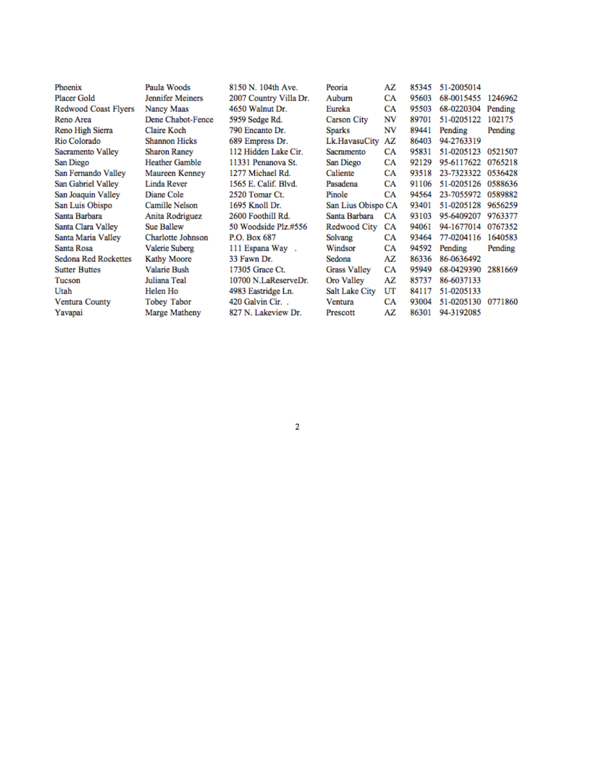| | | | | | | | |
|---|---|---|---|---|---|---|---|
| Phoenix | Paula Woods | 8150 N. 104th Ave. | Peoria | AZ | 85345 | 51-2005014 | |
| Placer Gold | Jennifer Meiners | 2007 Country Villa Dr. | Auburn | CA | 95603 | 68-0015455 | 1246962 |
| Redwood Coast Flyers | Nancy Maas | 4650 Walnut Dr. | Eureka | CA | 95503 | 68-0220304 | Pending |
| Reno Area | Dene Chabot-Fence | 5959 Sedge Rd. | Carson City | NV | 89701 | 51-0205122 | 102175 |
| Reno High Sierra | Claire Koch | 790 Encanto Dr. | Sparks | NV | 89441 | Pending | Pending |
| Rio Colorado | Shannon Hicks | 689 Empress Dr. | Lk.HavasuCity | AZ | 86403 | 94-2763319 | |
| Sacramento Valley | Sharon Raney | 112 Hidden Lake Cir. | Sacramento | CA | 95831 | 51-0205123 | 0521507 |
| San Diego | Heather Gamble | 11331 Penanova St. | San Diego | CA | 92129 | 95-6117622 | 0765218 |
| San Fernando Valley | Maureen Kenney | 1277 Michael Rd. | Caliente | CA | 93518 | 23-7323322 | 0536428 |
| San Gabriel Valley | Linda Rever | 1565 E. Calif. Blvd. | Pasadena | CA | 91106 | 51-0205126 | 0588636 |
| San Joaquin Valley | Diane Cole | 2520 Tomar Ct. | Pinole | CA | 94564 | 23-7055972 | 0589882 |
| San Luis Obispo | Camille Nelson | 1695 Knoll Dr. | San Lius Obispo | CA | 93401 | 51-0205128 | 9656259 |
| Santa Barbara | Anita Rodriguez | 2600 Foothill Rd. | Santa Barbara | CA | 93103 | 95-6409207 | 9763377 |
| Santa Clara Valley | Sue Ballew | 50 Woodside Plz.#556 | Redwood City | CA | 94061 | 94-1677014 | 0767352 |
| Santa Maria Valley | Charlotte Johnson | P.O. Box 687 | Solvang | CA | 93464 | 77-0204116 | 1640583 |
| Santa Rosa | Valerie Suberg | 111 Espana Way . | Windsor | CA | 94592 | Pending | Pending |
| Sedona Red Rockettes | Kathy Moore | 33 Fawn Dr. | Sedona | AZ | 86336 | 86-0636492 | |
| Sutter Buttes | Valarie Bush | 17305 Grace Ct. | Grass Valley | CA | 95949 | 68-0429390 | 2881669 |
| Tucson | Juliana Teal | 10700 N.LaReserveDr. | Oro Valley | AZ | 85737 | 86-6037133 | |
| Utah | Helen Ho | 4983 Eastridge Ln. | Salt Lake City | UT | 84117 | 51-0205133 | |
| Ventura County | Tobey Tabor | 420 Galvin Cir. . | Ventura | CA | 93004 | 51-0205130 | 0771860 |
| Yavapai | Marge Matheny | 827 N. Lakeview Dr. | Prescott | AZ | 86301 | 94-3192085 | |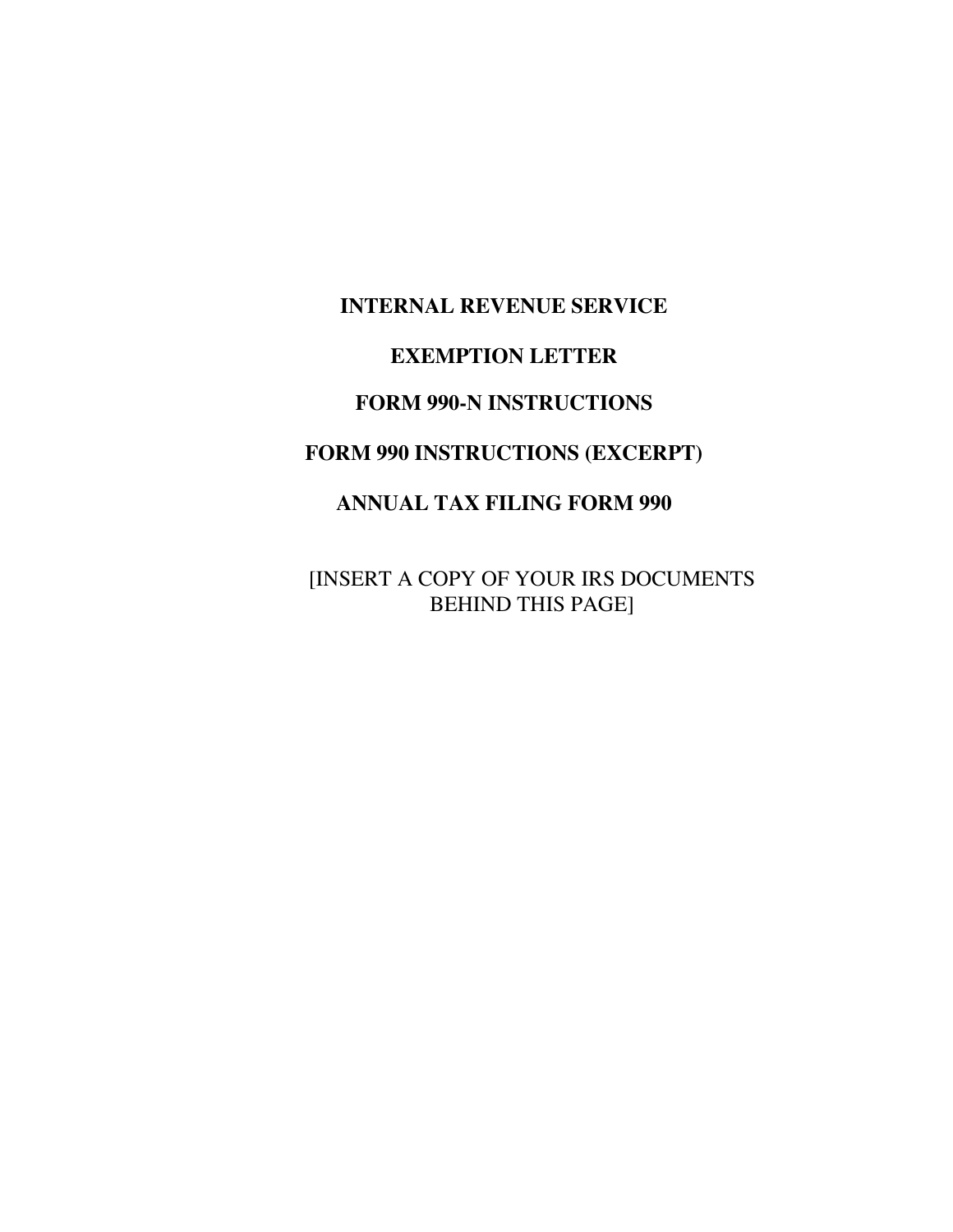**INTERNAL REVENUE SERVICE**

**EXEMPTION LETTER**

**FORM 990-N INSTRUCTIONS**

**FORM 990 INSTRUCTIONS (EXCERPT)**

**ANNUAL TAX FILING FORM 990**

[INSERT A COPY OF YOUR IRS DOCUMENTS BEHIND THIS PAGE]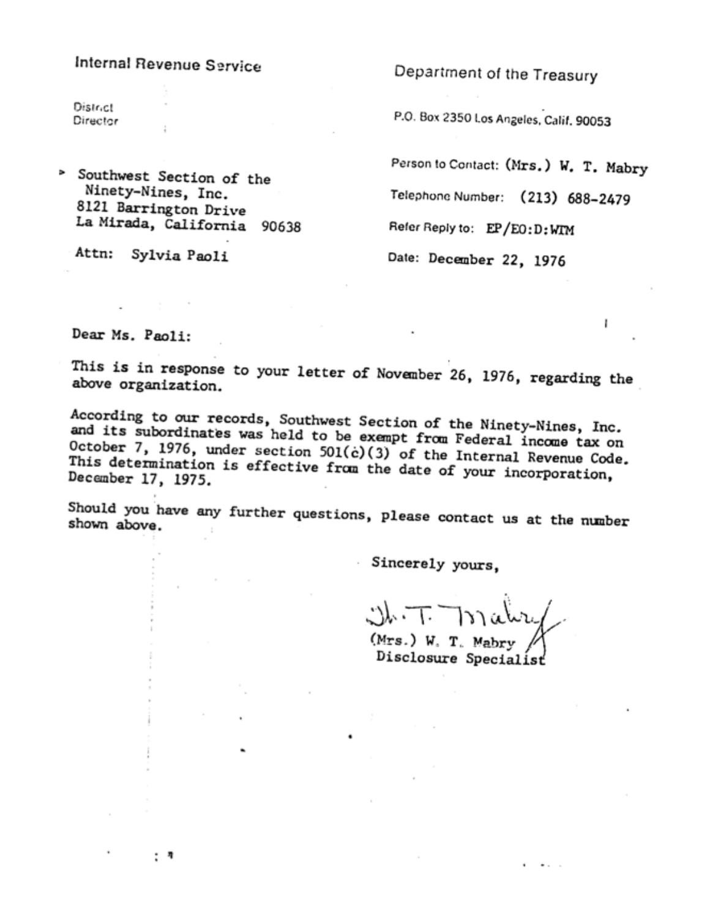Internal Revenue Service

District Director

Department of the Treasury

P.O. Box 2350 Los Angeles, Calif. 90053

Southwest Section of the Ninety-Nines, Inc.
8121 Barrington Drive
La Mirada, California 90638

Attn: Sylvia Paoli

Person to Contact: (Mrs.) W. T. Mabry

Telephone Number: (213) 688-2479

Refer Reply to: EP/EO:D:WTM

Date: December 22, 1976

Dear Ms. Paoli:

This is in response to your letter of November 26, 1976, regarding the above organization.

According to our records, Southwest Section of the Ninety-Nines, Inc. and its subordinates was held to be exempt from Federal income tax on October 7, 1976, under section 501(c)(3) of the Internal Revenue Code. This determination is effective from the date of your incorporation, December 17, 1975.

Should you have any further questions, please contact us at the number shown above.

Sincerely yours,

W. T. Mabry

(Mrs.) W. T. Mabry
Disclosure Specialist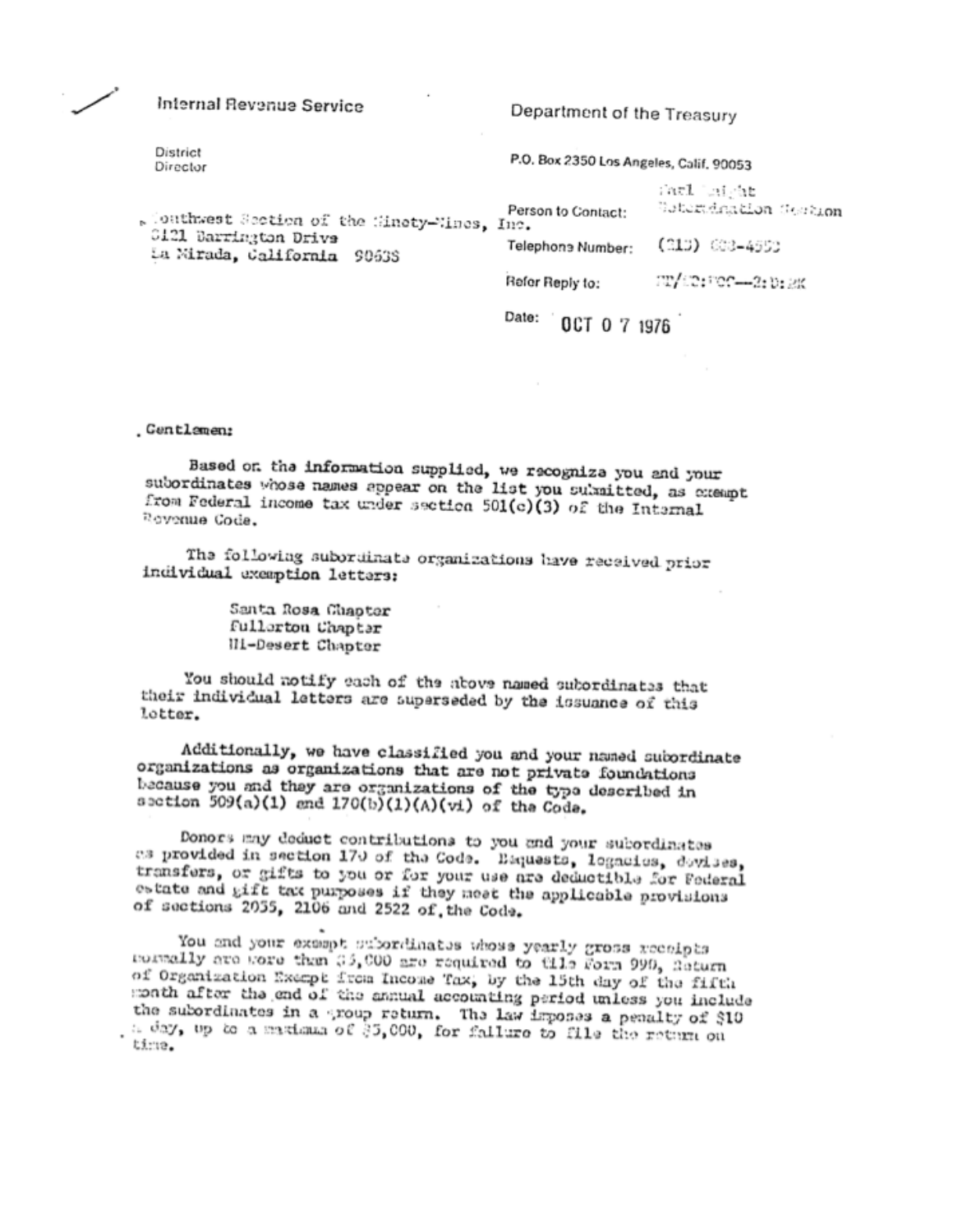Internal Revenue Service

Department of the Treasury

District Director

P.O. Box 2350 Los Angeles, Calif. 90053

Southwest Section of the Ninety-Nines, Inc.
3121 Barrington Drive
La Mirada, California 90638

Person to Contact: Carl Knight
Subordination Section

Telephone Number: (213) 688-4950

Refer Reply to: EP/EO:TCT—2:D:MK

Date: OCT 0 7 1976

Gentlemen:

Based on the information supplied, we recognize you and your subordinates whose names appear on the list you submitted, as exempt from Federal income tax under section 501(c)(3) of the Internal Revenue Code.

The following subordinate organizations have received prior individual exemption letters:

Santa Rosa Chapter
Fullerton Chapter
Hi-Desert Chapter

You should notify each of the above named subordinates that their individual letters are superseded by the issuance of this letter.

Additionally, we have classified you and your named subordinate organizations as organizations that are not private foundations because you and they are organizations of the type described in section 509(a)(1) and 170(b)(1)(A)(vi) of the Code.

Donors may deduct contributions to you and your subordinates as provided in section 170 of the Code. Bequests, legacies, devises, transfers, or gifts to you or for your use are deductible for Federal estate and gift tax purposes if they meet the applicable provisions of sections 2055, 2106 and 2522 of the Code.

You and your exempt subordinates whose yearly gross receipts normally are more than $5,000 are required to file Form 990, Return of Organization Exempt from Income Tax, by the 15th day of the fifth month after the end of the annual accounting period unless you include the subordinates in a group return. The law imposes a penalty of $10 a day, up to a maximum of $5,000, for failure to file the return on time.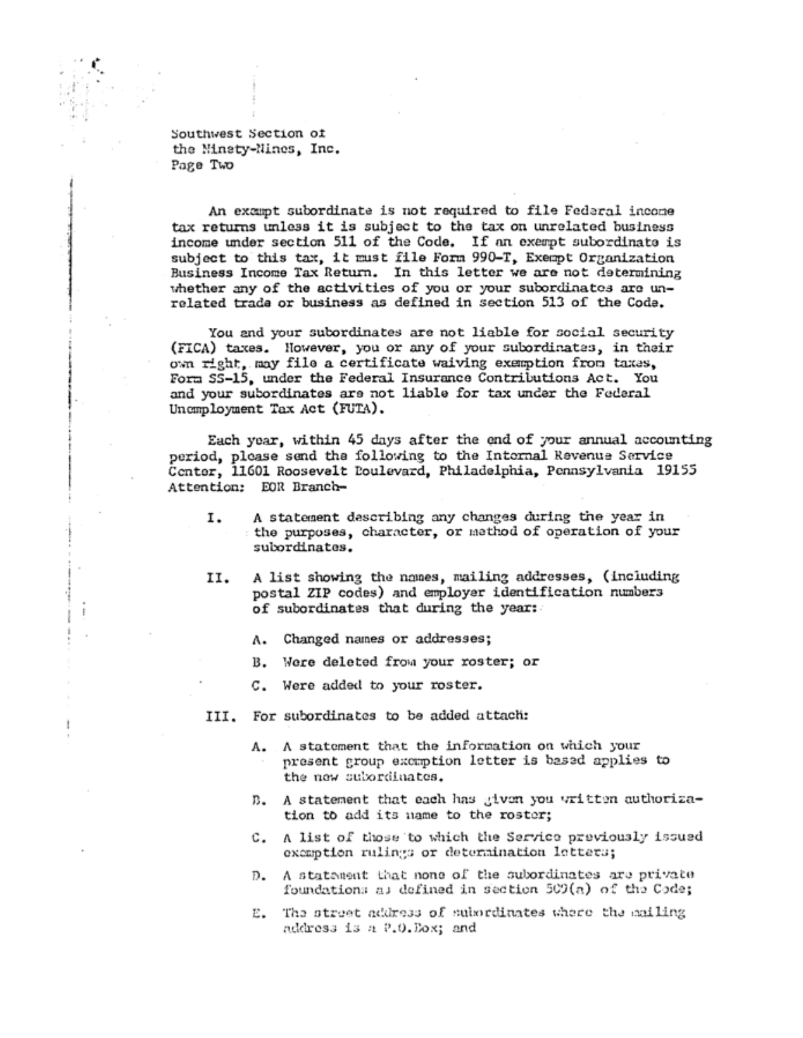Southwest Section of
the Ninety-Nines, Inc.
Page Two

An exempt subordinate is not required to file Federal income tax returns unless it is subject to the tax on unrelated business income under section 511 of the Code. If an exempt subordinate is subject to this tax, it must file Form 990-T, Exempt Organization Business Income Tax Return. In this letter we are not determining whether any of the activities of you or your subordinates are unrelated trade or business as defined in section 513 of the Code.

You and your subordinates are not liable for social security (FICA) taxes. However, you or any of your subordinates, in their own right, may file a certificate waiving exemption from taxes, Form SS-15, under the Federal Insurance Contributions Act. You and your subordinates are not liable for tax under the Federal Unemployment Tax Act (FUTA).

Each year, within 45 days after the end of your annual accounting period, please send the following to the Internal Revenue Service Center, 11601 Roosevelt Boulevard, Philadelphia, Pennsylvania 19155 Attention: EOR Branch–

I. A statement describing any changes during the year in the purposes, character, or method of operation of your subordinates.

II. A list showing the names, mailing addresses, (including postal ZIP codes) and employer identification numbers of subordinates that during the year:

   A. Changed names or addresses;

   B. Were deleted from your roster; or

   C. Were added to your roster.

III. For subordinates to be added attach:

   A. A statement that the information on which your present group exemption letter is based applies to the new subordinates.

   B. A statement that each has given you written authorization to add its name to the roster;

   C. A list of those to which the Service previously issued exemption rulings or determination letters;

   D. A statement that none of the subordinates are private foundations as defined in section 509(a) of the Code;

   E. The street address of subordinates where the mailing address is a P.O.Box; and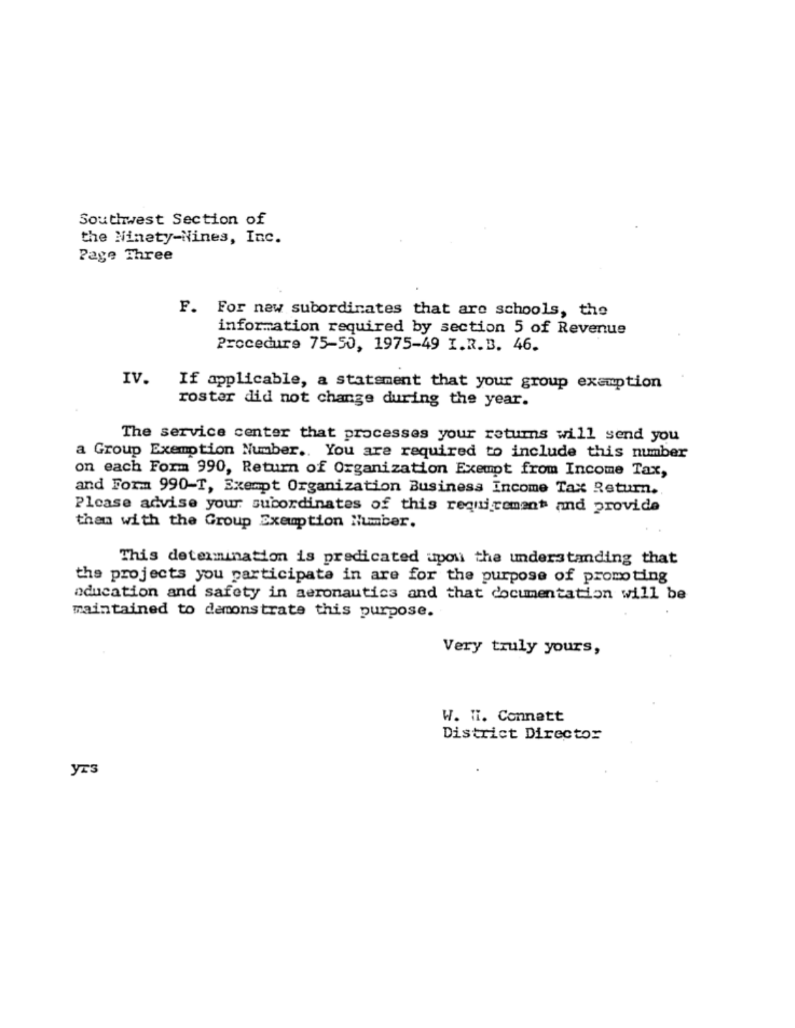Southwest Section of
the Ninety-Nines, Inc.
Page Three

> F. For new subordinates that are schools, the information required by section 5 of Revenue Procedure 75-50, 1975-49 I.R.B. 46.

IV. If applicable, a statement that your group exemption roster did not change during the year.

The service center that processes your returns will send you a Group Exemption Number. You are required to include this number on each Form 990, Return of Organization Exempt from Income Tax, and Form 990-T, Exempt Organization Business Income Tax Return. Please advise your subordinates of this requirement and provide them with the Group Exemption Number.

This determination is predicated upon the understanding that the projects you participate in are for the purpose of promoting education and safety in aeronautics and that documentation will be maintained to demonstrate this purpose.

Very truly yours,

W. H. Connett
District Director

yrs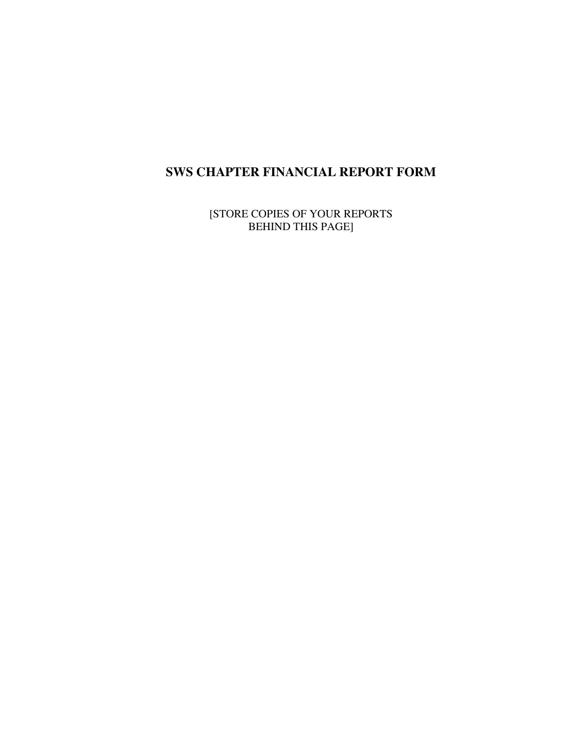# SWS CHAPTER FINANCIAL REPORT FORM

[STORE COPIES OF YOUR REPORTS
BEHIND THIS PAGE]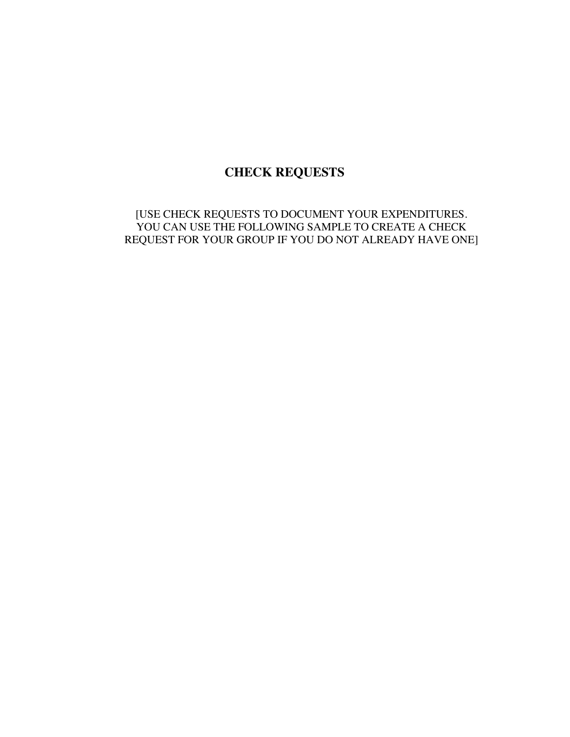# CHECK REQUESTS

[USE CHECK REQUESTS TO DOCUMENT YOUR EXPENDITURES. YOU CAN USE THE FOLLOWING SAMPLE TO CREATE A CHECK REQUEST FOR YOUR GROUP IF YOU DO NOT ALREADY HAVE ONE]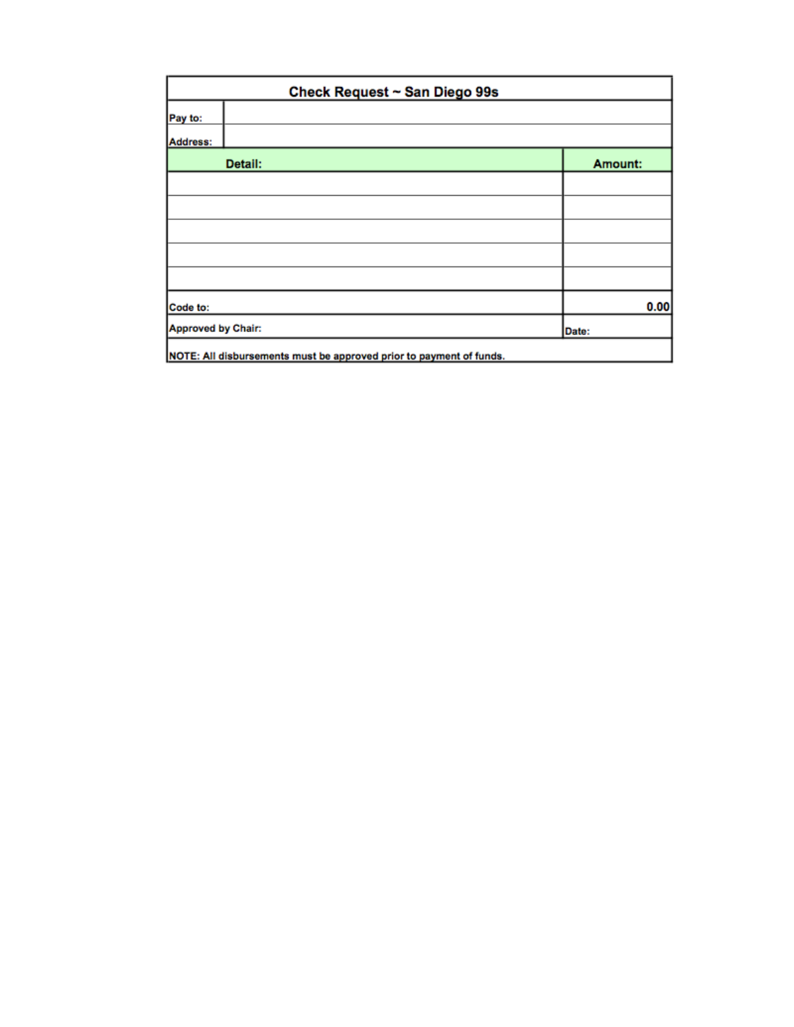# Check Request ~ San Diego 99s

| Pay to: | |
|---|---|
| Address: | |

| Detail: | Amount: |
|---|---|
| | |
| | |
| | |
| | |
| | |
| Code to: | 0.00 |
| Approved by Chair: | Date: |

NOTE: All disbursements must be approved prior to payment of funds.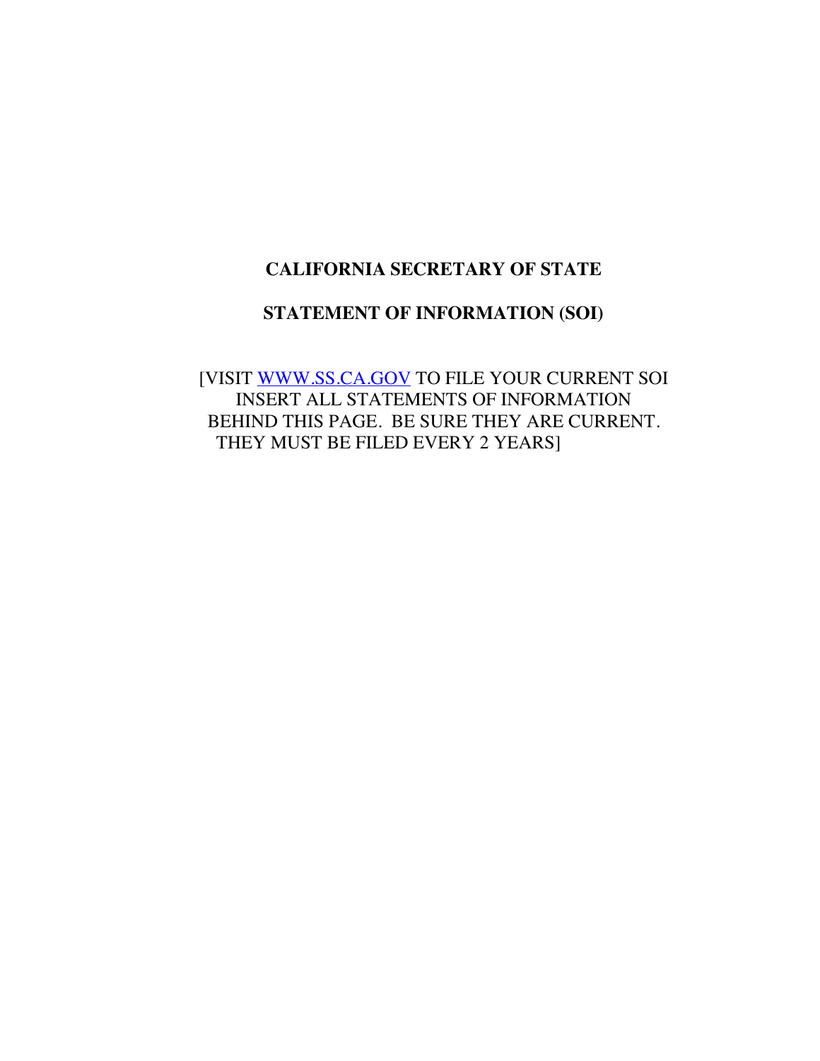# CALIFORNIA SECRETARY OF STATE

## STATEMENT OF INFORMATION (SOI)

[VISIT WWW.SS.CA.GOV TO FILE YOUR CURRENT SOI
INSERT ALL STATEMENTS OF INFORMATION
BEHIND THIS PAGE. BE SURE THEY ARE CURRENT.
THEY MUST BE FILED EVERY 2 YEARS]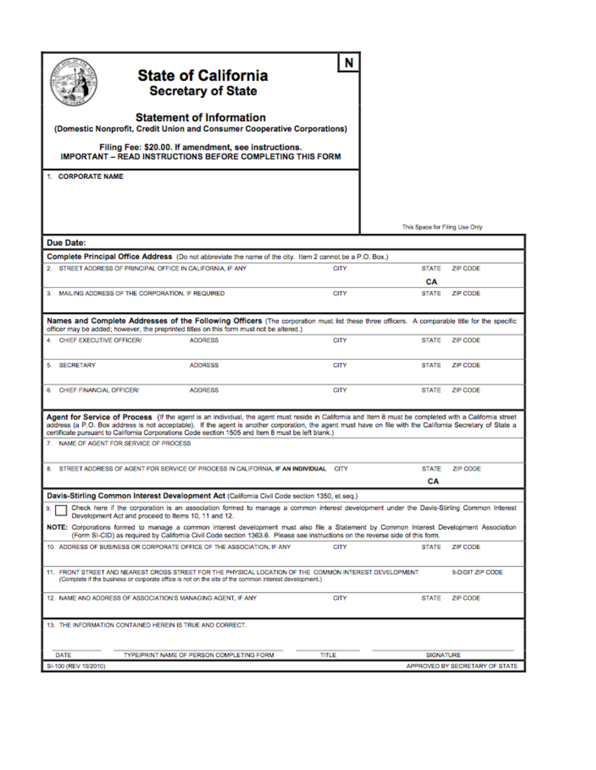N

# State of California
## Secretary of State

### Statement of Information
(Domestic Nonprofit, Credit Union and Consumer Cooperative Corporations)

Filing Fee: $20.00. If amendment, see instructions.
**IMPORTANT – READ INSTRUCTIONS BEFORE COMPLETING THIS FORM**

1. CORPORATE NAME

This Space for Filing Use Only

**Due Date:**

**Complete Principal Office Address** (Do not abbreviate the name of the city. Item 2 cannot be a P.O. Box.)

| | | | |
|---|---|---|---|
| 2. STREET ADDRESS OF PRINCIPAL OFFICE IN CALIFORNIA, IF ANY | CITY | STATE<br>CA | ZIP CODE |
| 3. MAILING ADDRESS OF THE CORPORATION, IF REQUIRED | CITY | STATE | ZIP CODE |

**Names and Complete Addresses of the Following Officers** (The corporation must list these three officers. A comparable title for the specific officer may be added; however, the preprinted titles on this form must not be altered.)

| | | | | |
|---|---|---|---|---|
| 4. CHIEF EXECUTIVE OFFICER/ | ADDRESS | CITY | STATE | ZIP CODE |
| 5. SECRETARY | ADDRESS | CITY | STATE | ZIP CODE |
| 6. CHIEF FINANCIAL OFFICER/ | ADDRESS | CITY | STATE | ZIP CODE |

**Agent for Service of Process** (If the agent is an individual, the agent must reside in California and Item 8 must be completed with a California street address (a P.O. Box address is not acceptable). If the agent is another corporation, the agent must have on file with the California Secretary of State a certificate pursuant to California Corporations Code section 1505 and Item 8 must be left blank.)

7. NAME OF AGENT FOR SERVICE OF PROCESS

| | | | |
|---|---|---|---|
| 8. STREET ADDRESS OF AGENT FOR SERVICE OF PROCESS IN CALIFORNIA, **IF AN INDIVIDUAL** | CITY | STATE<br>CA | ZIP CODE |

**Davis-Stirling Common Interest Development Act** (California Civil Code section 1350, et seq.)

9. ☐ Check here if the corporation is an association formed to manage a common interest development under the Davis-Stirling Common Interest Development Act and proceed to Items 10, 11 and 12.

**NOTE:** Corporations formed to manage a common interest development must also file a Statement by Common Interest Development Association (Form SI-CID) as required by California Civil Code section 1363.6. Please see instructions on the reverse side of this form.

| | | | |
|---|---|---|---|
| 10. ADDRESS OF BUSINESS OR CORPORATE OFFICE OF THE ASSOCIATION, IF ANY | CITY | STATE | ZIP CODE |
| 11. FRONT STREET AND NEAREST CROSS STREET FOR THE PHYSICAL LOCATION OF THE COMMON INTEREST DEVELOPMENT (Complete if the business or corporate office is not on the site of the common interest development.) | | | 9-DIGIT ZIP CODE |
| 12. NAME AND ADDRESS OF ASSOCIATION'S MANAGING AGENT, IF ANY | CITY | STATE | ZIP CODE |

13. THE INFORMATION CONTAINED HEREIN IS TRUE AND CORRECT.

| DATE | TYPE/PRINT NAME OF PERSON COMPLETING FORM | TITLE | SIGNATURE |
|---|---|---|---|

SI-100 (REV 10/2010) APPROVED BY SECRETARY OF STATE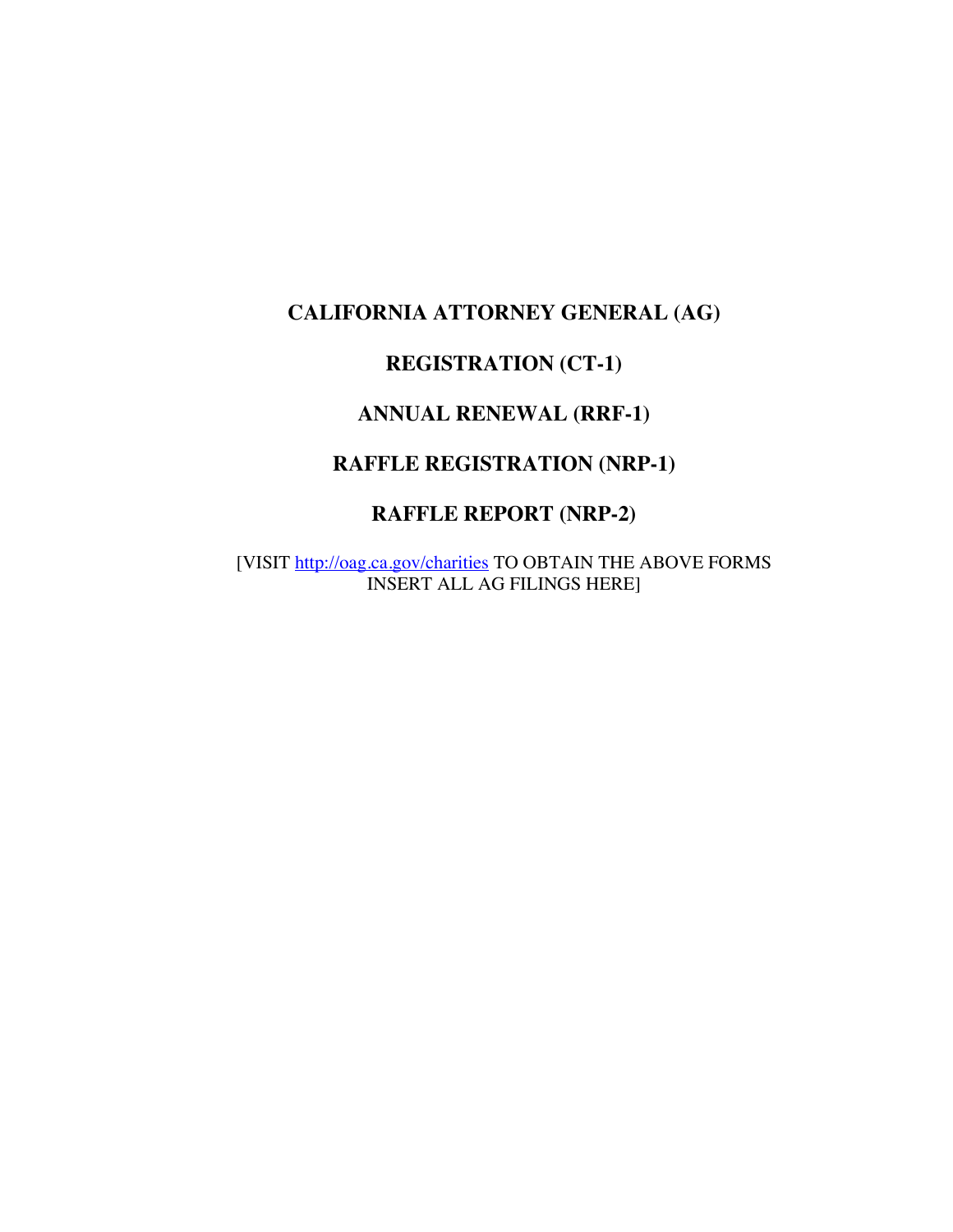# CALIFORNIA ATTORNEY GENERAL (AG)

# REGISTRATION (CT-1)

# ANNUAL RENEWAL (RRF-1)

# RAFFLE REGISTRATION (NRP-1)

# RAFFLE REPORT (NRP-2)

[VISIT http://oag.ca.gov/charities TO OBTAIN THE ABOVE FORMS INSERT ALL AG FILINGS HERE]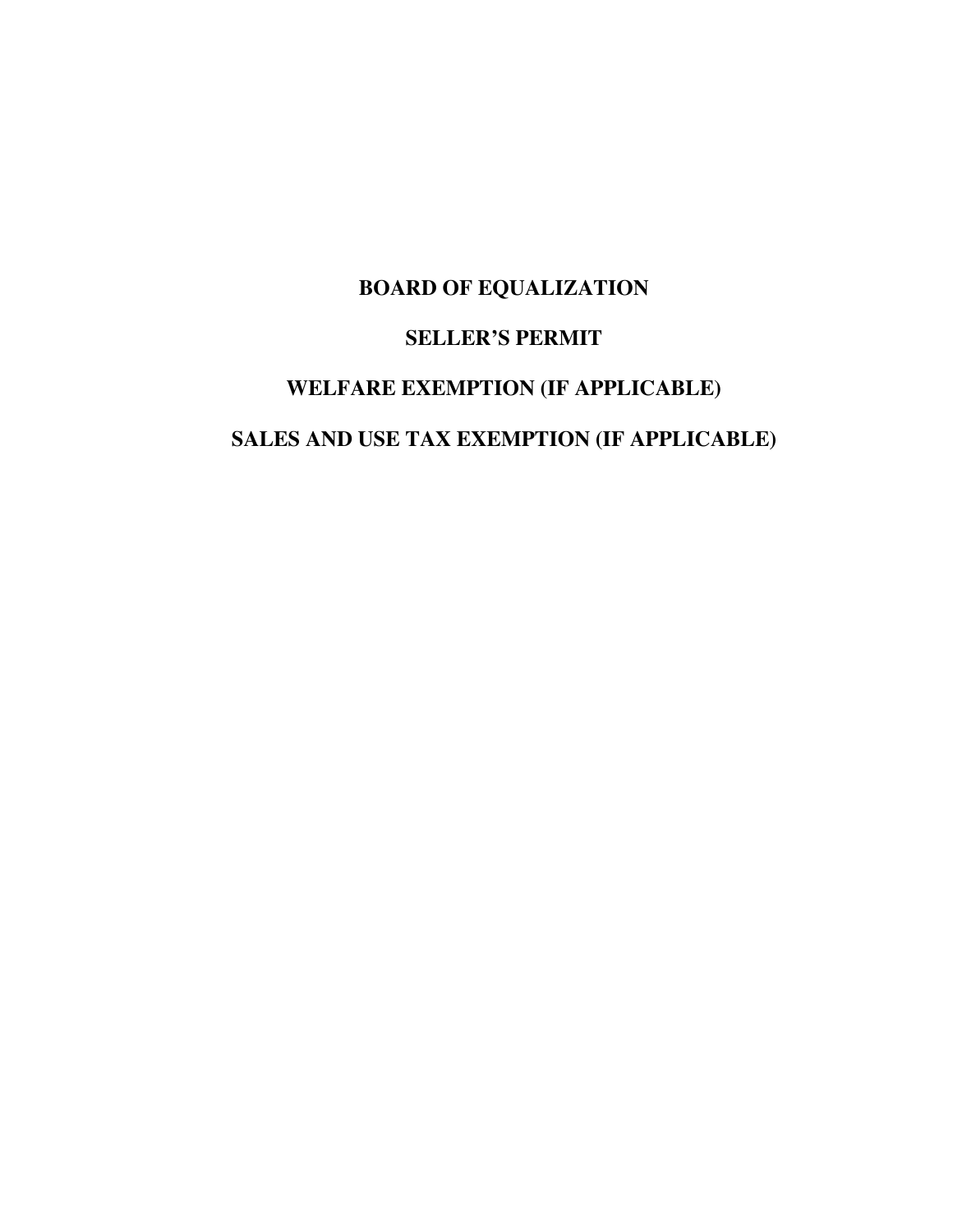**BOARD OF EQUALIZATION**

**SELLER'S PERMIT**

**WELFARE EXEMPTION (IF APPLICABLE)**

**SALES AND USE TAX EXEMPTION (IF APPLICABLE)**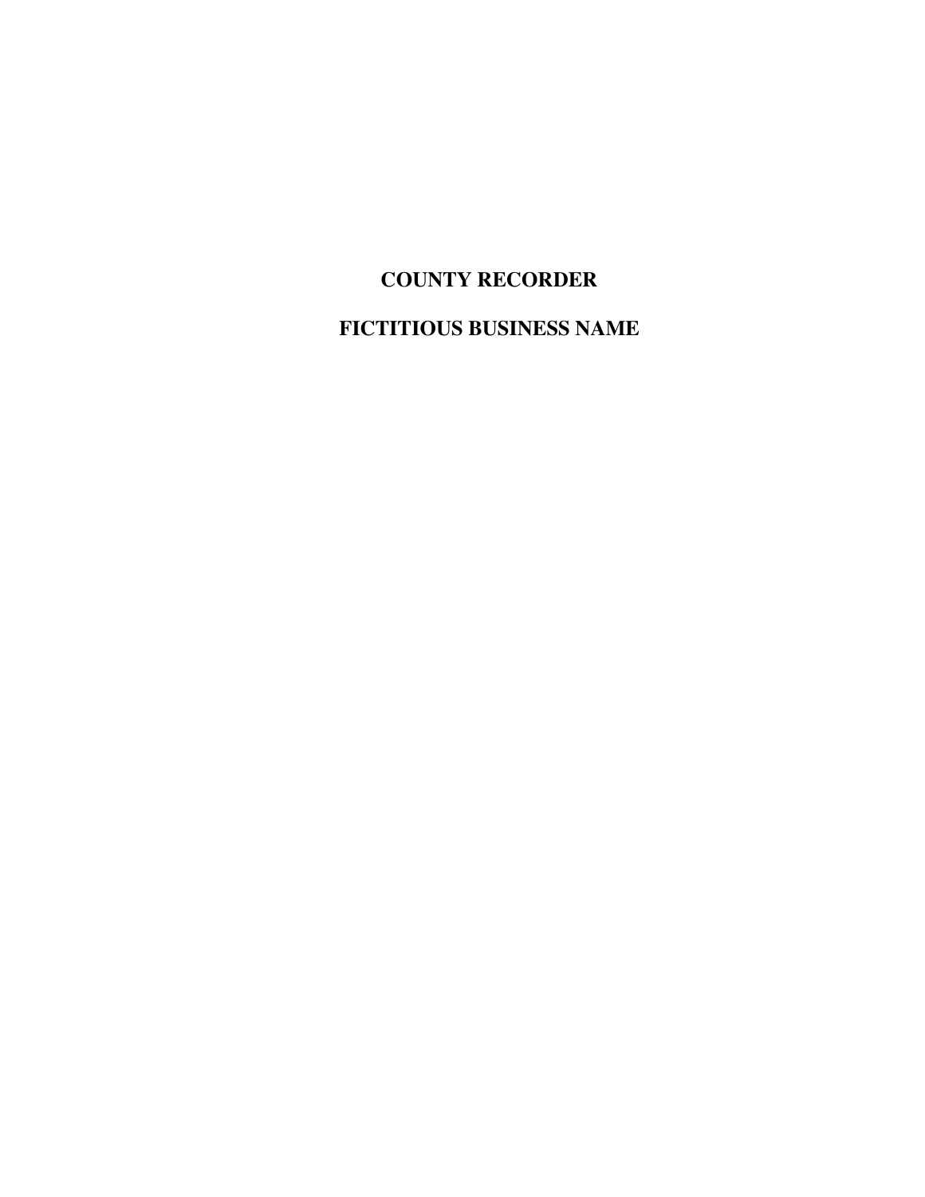# COUNTY RECORDER

# FICTITIOUS BUSINESS NAME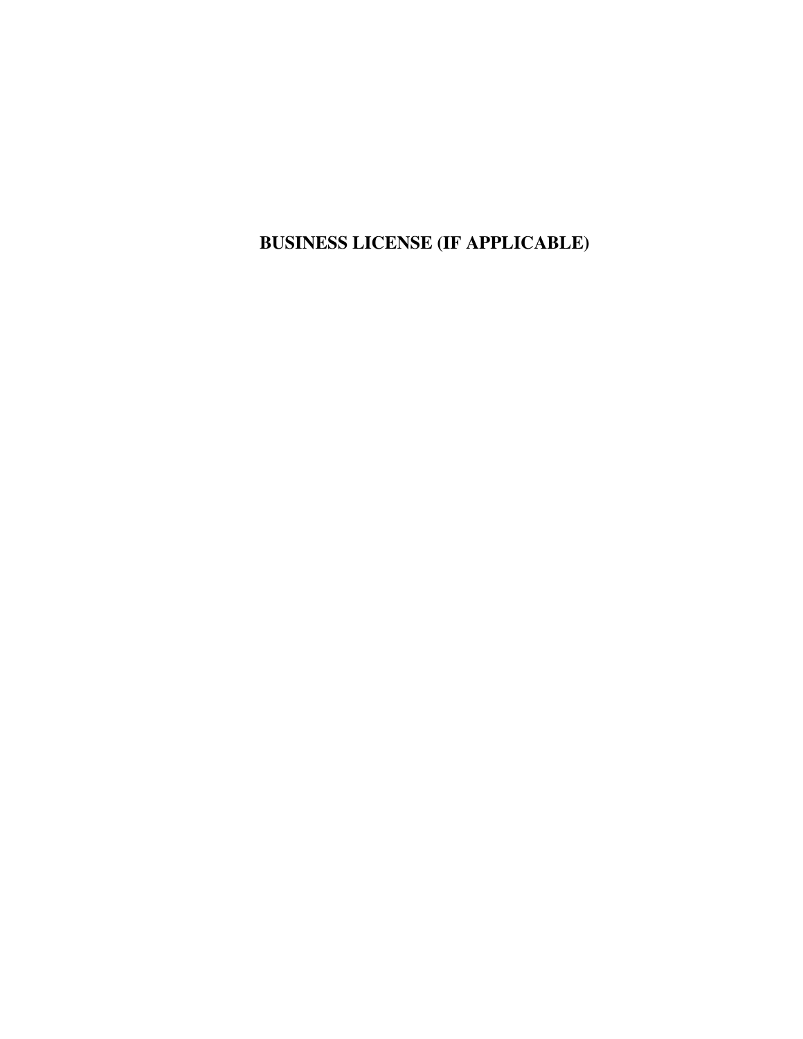# BUSINESS LICENSE (IF APPLICABLE)